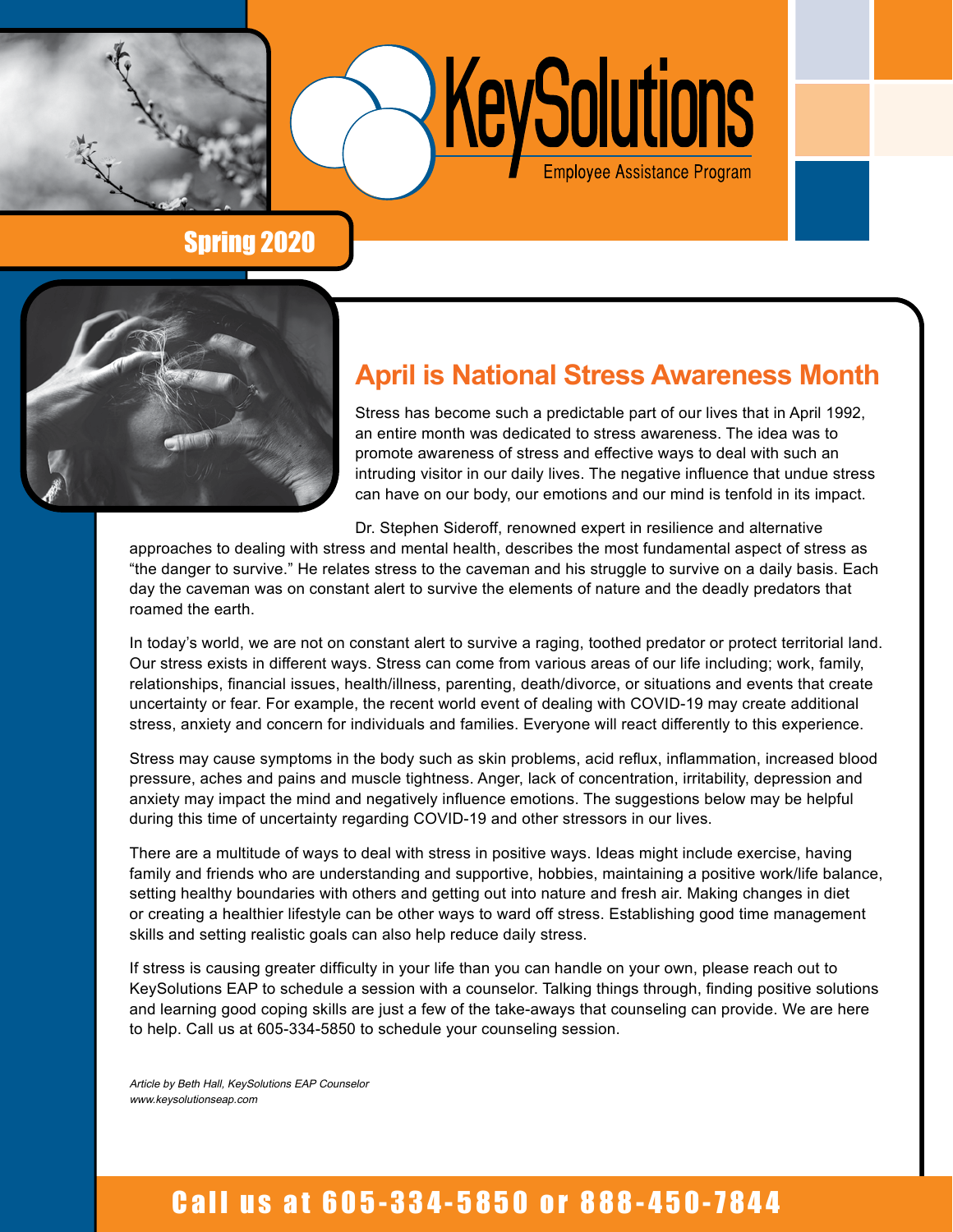# KeySolutions

Employee Assistance Program

## Spring 2020

## April is National Stress Awareness Month

Stress has become such a predictable part of our lives that in April 1992, an entire month was dedicated to stress awareness. The idea was to promote awareness of stress and effective ways to deal with such an intruding visitor in our daily lives. The negative influence that undue stress can have on our body, our emotions and our mind is tenfold in its impact.

Dr. Stephen Sideroff, renowned expert in resilience and alternative approaches to dealing with stress and mental health, describes the most fundamental aspect of stress as "the danger to survive." He relates stress to the caveman and his struggle to survive on a daily basis. Each day the caveman was on constant alert to survive the elements of nature and the deadly predators that roamed the earth.

In today's world, we are not on constant alert to survive a raging, toothed predator or protect territorial land. Our stress exists in different ways. Stress can come from various areas of our life including; work, family, relationships, financial issues, health/illness, parenting, death/divorce, or situations and events that create uncertainty or fear. For example, the recent world event of dealing with COVID-19 may create additional stress, anxiety and concern for individuals and families. Everyone will react differently to this experience.

Stress may cause symptoms in the body such as skin problems, acid reflux, inflammation, increased blood pressure, aches and pains and muscle tightness. Anger, lack of concentration, irritability, depression and anxiety may impact the mind and negatively influence emotions. The suggestions below may be helpful during this time of uncertainty regarding COVID-19 and other stressors in our lives.

There are a multitude of ways to deal with stress in positive ways. Ideas might include exercise, having family and friends who are understanding and supportive, hobbies, maintaining a positive work/life balance, setting healthy boundaries with others and getting out into nature and fresh air. Making changes in diet or creating a healthier lifestyle can be other ways to ward off stress. Establishing good time management skills and setting realistic goals can also help reduce daily stress.

If stress is causing greater difficulty in your life than you can handle on your own, please reach out to KeySolutions EAP to schedule a session with a counselor. Talking things through, finding positive solutions and learning good coping skills are just a few of the take-aways that counseling can provide. We are here to help. Call us at 605-334-5850 to schedule your counseling session.

*Article by Beth Hall, KeySolutions EAP Counselor*
*www.keysolutionseap.com*

**Call us at 605-334-5850 or 888-450-7844**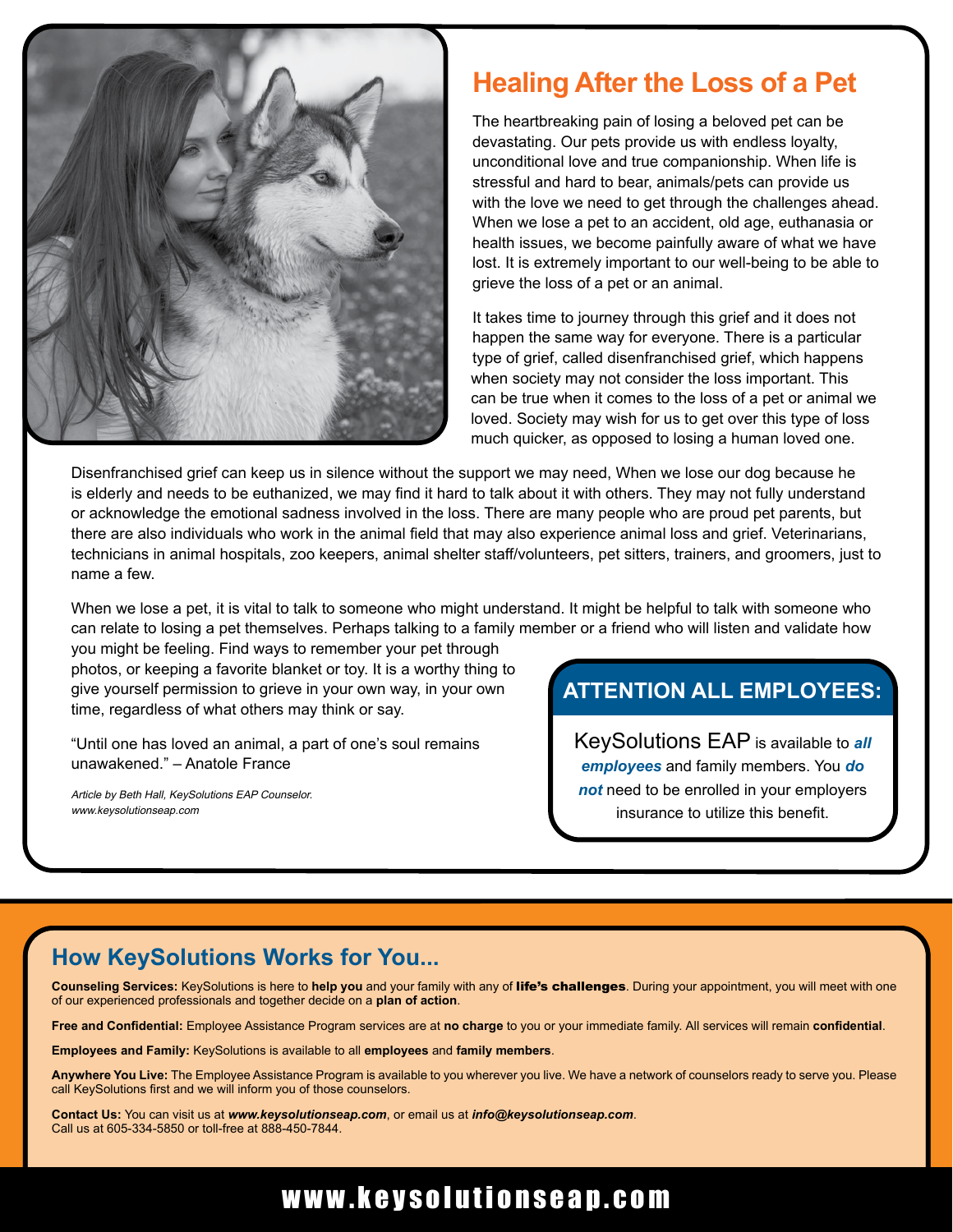# Healing After the Loss of a Pet

The heartbreaking pain of losing a beloved pet can be devastating. Our pets provide us with endless loyalty, unconditional love and true companionship. When life is stressful and hard to bear, animals/pets can provide us with the love we need to get through the challenges ahead. When we lose a pet to an accident, old age, euthanasia or health issues, we become painfully aware of what we have lost. It is extremely important to our well-being to be able to grieve the loss of a pet or an animal.

It takes time to journey through this grief and it does not happen the same way for everyone. There is a particular type of grief, called disenfranchised grief, which happens when society may not consider the loss important. This can be true when it comes to the loss of a pet or animal we loved. Society may wish for us to get over this type of loss much quicker, as opposed to losing a human loved one.

Disenfranchised grief can keep us in silence without the support we may need, When we lose our dog because he is elderly and needs to be euthanized, we may find it hard to talk about it with others. They may not fully understand or acknowledge the emotional sadness involved in the loss. There are many people who are proud pet parents, but there are also individuals who work in the animal field that may also experience animal loss and grief. Veterinarians, technicians in animal hospitals, zoo keepers, animal shelter staff/volunteers, pet sitters, trainers, and groomers, just to name a few.

When we lose a pet, it is vital to talk to someone who might understand. It might be helpful to talk with someone who can relate to losing a pet themselves. Perhaps talking to a family member or a friend who will listen and validate how you might be feeling. Find ways to remember your pet through photos, or keeping a favorite blanket or toy. It is a worthy thing to give yourself permission to grieve in your own way, in your own time, regardless of what others may think or say.

"Until one has loved an animal, a part of one's soul remains unawakened." – Anatole France

*Article by Beth Hall, KeySolutions EAP Counselor.*
*www.keysolutionseap.com*

## ATTENTION ALL EMPLOYEES:

KeySolutions EAP is available to ***all employees*** and family members. You ***do not*** need to be enrolled in your employers insurance to utilize this benefit.

## How KeySolutions Works for You...

**Counseling Services:** KeySolutions is here to **help you** and your family with any of **life's challenges**. During your appointment, you will meet with one of our experienced professionals and together decide on a **plan of action**.

**Free and Confidential:** Employee Assistance Program services are at **no charge** to you or your immediate family. All services will remain **confidential**.

**Employees and Family:** KeySolutions is available to all **employees** and **family members**.

**Anywhere You Live:** The Employee Assistance Program is available to you wherever you live. We have a network of counselors ready to serve you. Please call KeySolutions first and we will inform you of those counselors.

**Contact Us:** You can visit us at ***www.keysolutionseap.com***, or email us at ***info@keysolutionseap.com***.
Call us at 605-334-5850 or toll-free at 888-450-7844.

www.keysolutionseap.com